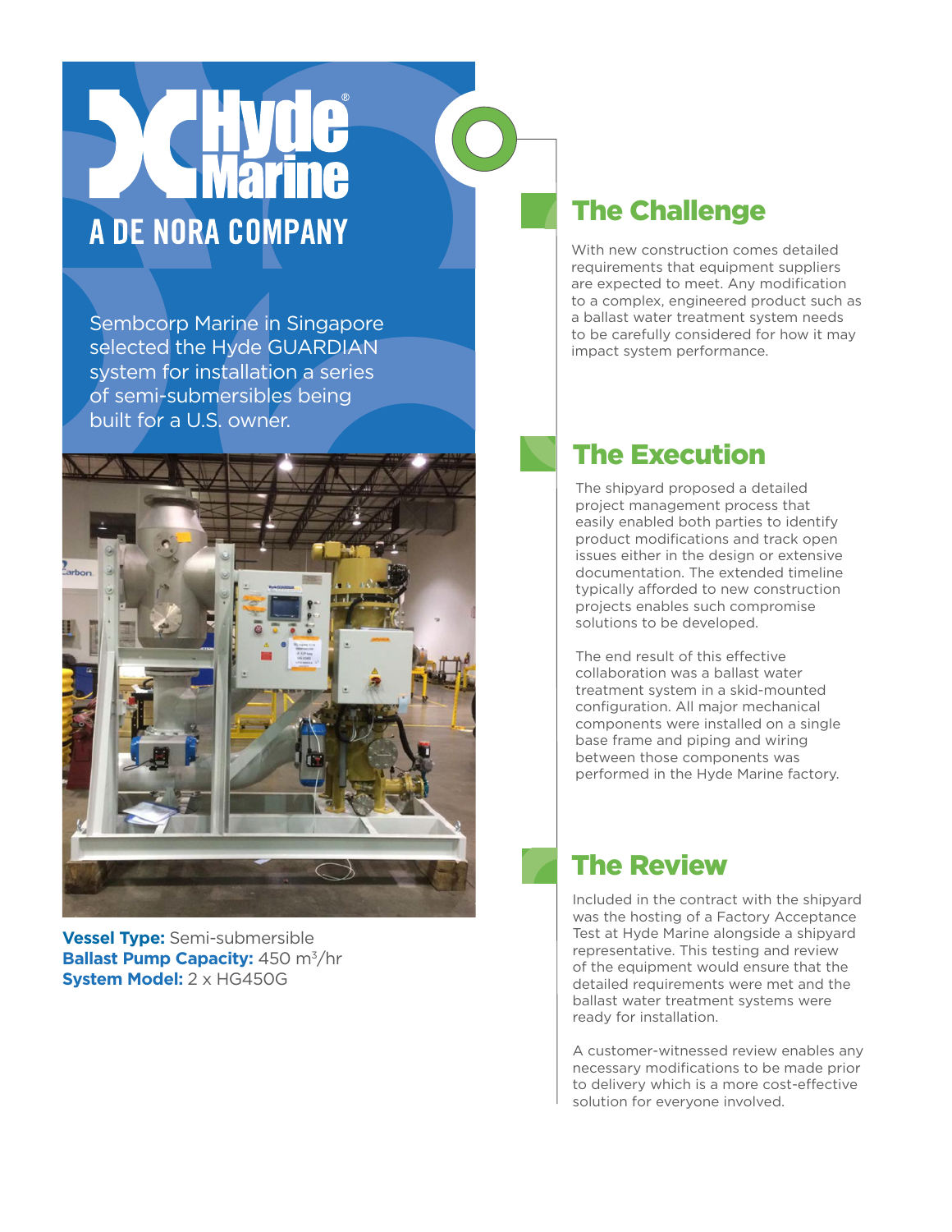# Hyde Marine

A DE NORA COMPANY

Sembcorp Marine in Singapore selected the Hyde GUARDIAN system for installation a series of semi-submersibles being built for a U.S. owner.

**Vessel Type:** Semi-submersible
**Ballast Pump Capacity:** 450 $m^3$/hr
**System Model:** 2 x HG450G

## The Challenge

With new construction comes detailed requirements that equipment suppliers are expected to meet. Any modification to a complex, engineered product such as a ballast water treatment system needs to be carefully considered for how it may impact system performance.

## The Execution

The shipyard proposed a detailed project management process that easily enabled both parties to identify product modifications and track open issues either in the design or extensive documentation. The extended timeline typically afforded to new construction projects enables such compromise solutions to be developed.

The end result of this effective collaboration was a ballast water treatment system in a skid-mounted configuration. All major mechanical components were installed on a single base frame and piping and wiring between those components was performed in the Hyde Marine factory.

## The Review

Included in the contract with the shipyard was the hosting of a Factory Acceptance Test at Hyde Marine alongside a shipyard representative. This testing and review of the equipment would ensure that the detailed requirements were met and the ballast water treatment systems were ready for installation.

A customer-witnessed review enables any necessary modifications to be made prior to delivery which is a more cost-effective solution for everyone involved.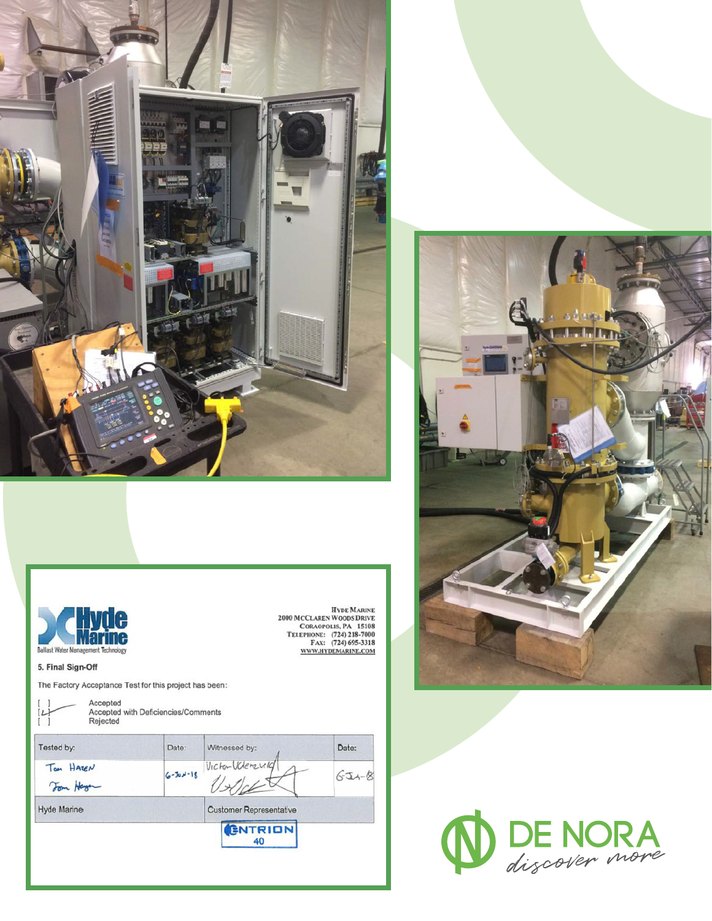**Hyde Marine**
Ballast Water Management Technology

HYDE MARINE
2000 MCCLAREN WOODS DRIVE
CORAOPOLIS, PA 15108
TELEPHONE: (724) 218-7000
FAX: (724) 695-3318
WWW.HYDEMARINE.COM

**5. Final Sign-Off**

The Factory Acceptance Test for this project has been:

[ ] Accepted
[✓] Accepted with Deficiencies/Comments
[ ] Rejected

| Tested by: | Date: | Witnessed by: | Date: |
|---|---|---|---|
| Tom Hagen | 6-Jun-18 | Victor Valenzuela | 6-Jun-18 |
| Hyde Marine | | Customer Representative | |

ENTRION 40

DE NORA
*discover more*